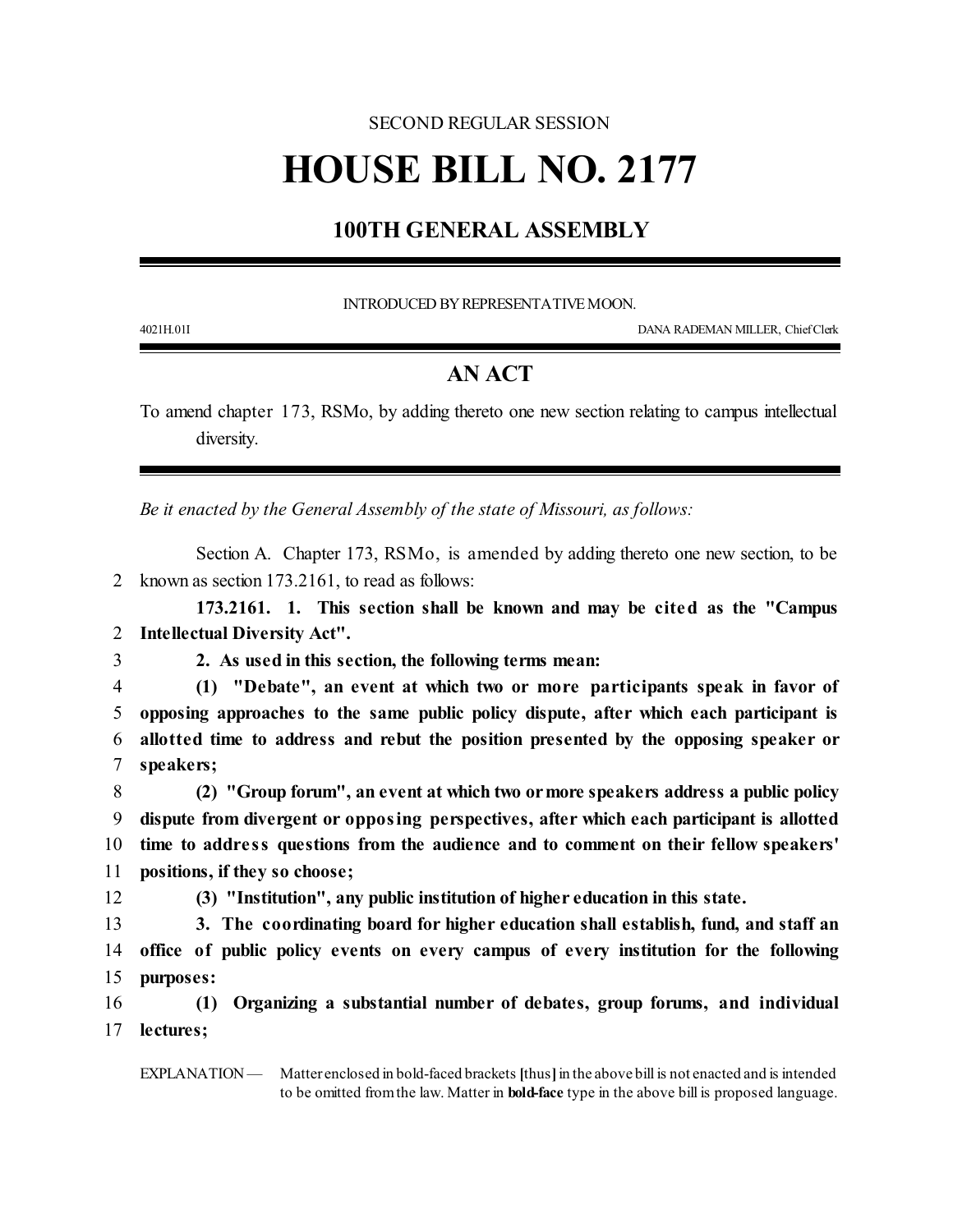SECOND REGULAR SESSION

# HOUSE BILL NO. 2177

## 100TH GENERAL ASSEMBLY

INTRODUCED BY REPRESENTATIVE MOON.

4021H.01I DANA RADEMAN MILLER, Chief Clerk

## AN ACT

To amend chapter 173, RSMo, by adding thereto one new section relating to campus intellectual diversity.

*Be it enacted by the General Assembly of the state of Missouri, as follows:*

Section A. Chapter 173, RSMo, is amended by adding thereto one new section, to be known as section 173.2161, to read as follows:

**173.2161. 1. This section shall be known and may be cited as the "Campus Intellectual Diversity Act".**

**2. As used in this section, the following terms mean:**

**(1) "Debate", an event at which two or more participants speak in favor of opposing approaches to the same public policy dispute, after which each participant is allotted time to address and rebut the position presented by the opposing speaker or speakers;**

**(2) "Group forum", an event at which two or more speakers address a public policy dispute from divergent or opposing perspectives, after which each participant is allotted time to address questions from the audience and to comment on their fellow speakers' positions, if they so choose;**

**(3) "Institution", any public institution of higher education in this state.**

**3. The coordinating board for higher education shall establish, fund, and staff an office of public policy events on every campus of every institution for the following purposes:**

**(1) Organizing a substantial number of debates, group forums, and individual lectures;**

EXPLANATION — Matter enclosed in bold-faced brackets **[**thus**]** in the above bill is not enacted and is intended to be omitted from the law. Matter in **bold-face** type in the above bill is proposed language.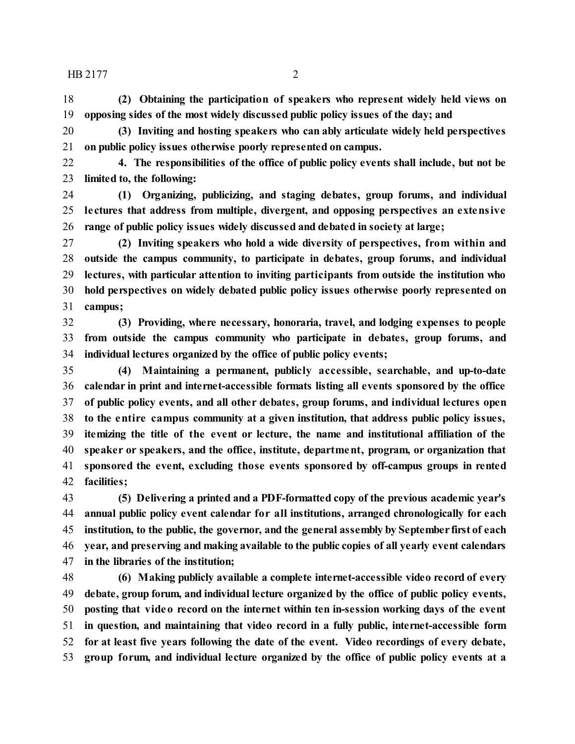**(2) Obtaining the participation of speakers who represent widely held views on opposing sides of the most widely discussed public policy issues of the day; and**

**(3) Inviting and hosting speakers who can ably articulate widely held perspectives on public policy issues otherwise poorly represented on campus.**

**4. The responsibilities of the office of public policy events shall include, but not be limited to, the following:**

**(1) Organizing, publicizing, and staging debates, group forums, and individual lectures that address from multiple, divergent, and opposing perspectives an extensive range of public policy issues widely discussed and debated in society at large;**

**(2) Inviting speakers who hold a wide diversity of perspectives, from within and outside the campus community, to participate in debates, group forums, and individual lectures, with particular attention to inviting participants from outside the institution who hold perspectives on widely debated public policy issues otherwise poorly represented on campus;**

**(3) Providing, where necessary, honoraria, travel, and lodging expenses to people from outside the campus community who participate in debates, group forums, and individual lectures organized by the office of public policy events;**

**(4) Maintaining a permanent, publicly accessible, searchable, and up-to-date calendar in print and internet-accessible formats listing all events sponsored by the office of public policy events, and all other debates, group forums, and individual lectures open to the entire campus community at a given institution, that address public policy issues, itemizing the title of the event or lecture, the name and institutional affiliation of the speaker or speakers, and the office, institute, department, program, or organization that sponsored the event, excluding those events sponsored by off-campus groups in rented facilities;**

**(5) Delivering a printed and a PDF-formatted copy of the previous academic year's annual public policy event calendar for all institutions, arranged chronologically for each institution, to the public, the governor, and the general assembly by September first of each year, and preserving and making available to the public copies of all yearly event calendars in the libraries of the institution;**

**(6) Making publicly available a complete internet-accessible video record of every debate, group forum, and individual lecture organized by the office of public policy events, posting that video record on the internet within ten in-session working days of the event in question, and maintaining that video record in a fully public, internet-accessible form for at least five years following the date of the event. Video recordings of every debate, group forum, and individual lecture organized by the office of public policy events at a**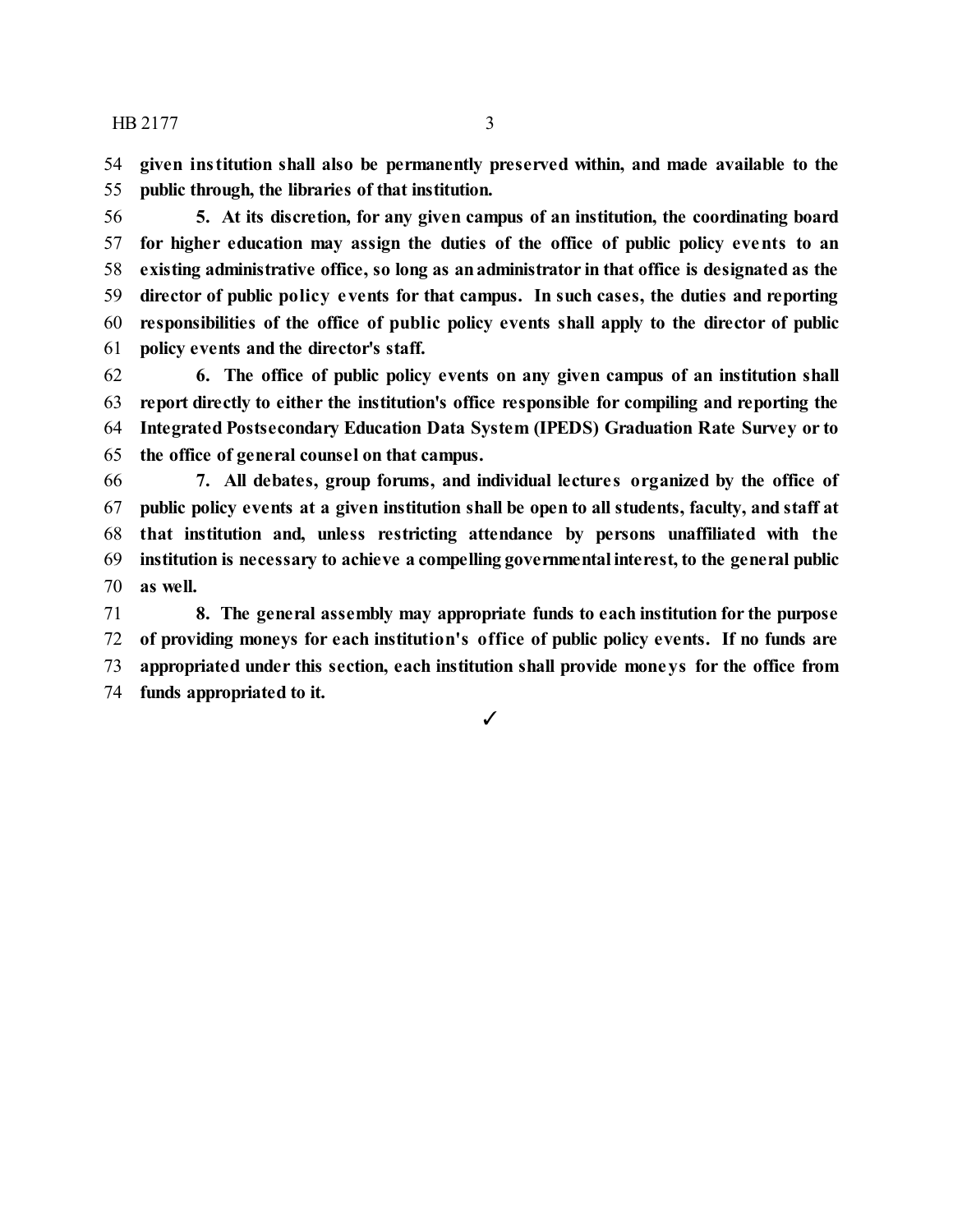**given institution shall also be permanently preserved within, and made available to the public through, the libraries of that institution.**

**5. At its discretion, for any given campus of an institution, the coordinating board for higher education may assign the duties of the office of public policy events to an existing administrative office, so long as an administrator in that office is designated as the director of public policy events for that campus. In such cases, the duties and reporting responsibilities of the office of public policy events shall apply to the director of public policy events and the director's staff.**

**6. The office of public policy events on any given campus of an institution shall report directly to either the institution's office responsible for compiling and reporting the Integrated Postsecondary Education Data System (IPEDS) Graduation Rate Survey or to the office of general counsel on that campus.**

**7. All debates, group forums, and individual lectures organized by the office of public policy events at a given institution shall be open to all students, faculty, and staff at that institution and, unless restricting attendance by persons unaffiliated with the institution is necessary to achieve a compelling governmental interest, to the general public as well.**

**8. The general assembly may appropriate funds to each institution for the purpose of providing moneys for each institution's office of public policy events. If no funds are appropriated under this section, each institution shall provide moneys for the office from funds appropriated to it.**

✓